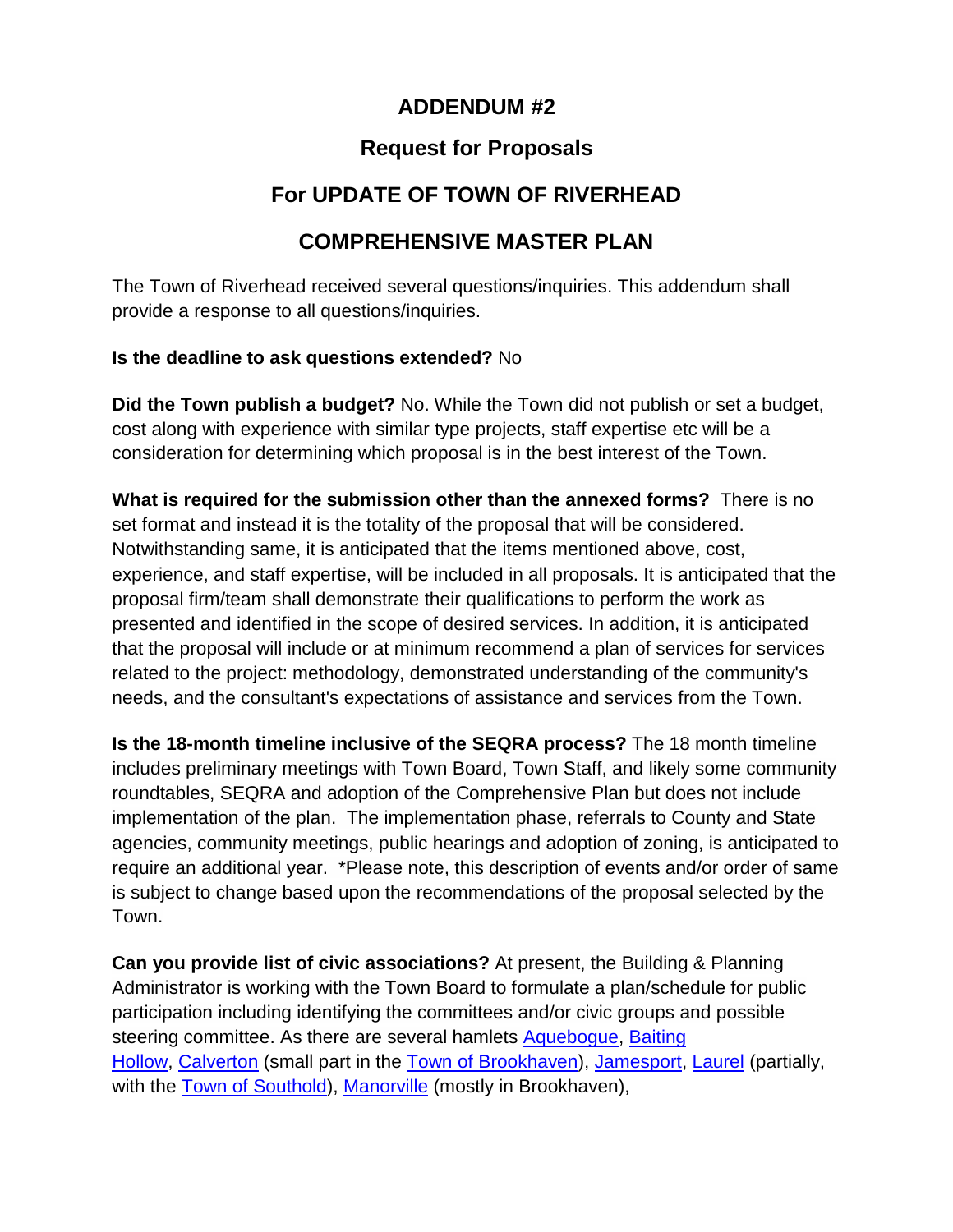# ADDENDUM #2

## Request for Proposals

## For UPDATE OF TOWN OF RIVERHEAD

## COMPREHENSIVE MASTER PLAN

The Town of Riverhead received several questions/inquiries. This addendum shall provide a response to all questions/inquiries.

**Is the deadline to ask questions extended?** No

**Did the Town publish a budget?** No. While the Town did not publish or set a budget, cost along with experience with similar type projects, staff expertise etc will be a consideration for determining which proposal is in the best interest of the Town.

**What is required for the submission other than the annexed forms?** There is no set format and instead it is the totality of the proposal that will be considered. Notwithstanding same, it is anticipated that the items mentioned above, cost, experience, and staff expertise, will be included in all proposals. It is anticipated that the proposal firm/team shall demonstrate their qualifications to perform the work as presented and identified in the scope of desired services. In addition, it is anticipated that the proposal will include or at minimum recommend a plan of services for services related to the project: methodology, demonstrated understanding of the community's needs, and the consultant's expectations of assistance and services from the Town.

**Is the 18-month timeline inclusive of the SEQRA process?** The 18 month timeline includes preliminary meetings with Town Board, Town Staff, and likely some community roundtables, SEQRA and adoption of the Comprehensive Plan but does not include implementation of the plan. The implementation phase, referrals to County and State agencies, community meetings, public hearings and adoption of zoning, is anticipated to require an additional year. *Please note, this description of events and/or order of same is subject to change based upon the recommendations of the proposal selected by the Town.

**Can you provide list of civic associations?** At present, the Building & Planning Administrator is working with the Town Board to formulate a plan/schedule for public participation including identifying the committees and/or civic groups and possible steering committee. As there are several hamlets Aquebogue, Baiting Hollow, Calverton (small part in the Town of Brookhaven), Jamesport, Laurel (partially, with the Town of Southold), Manorville (mostly in Brookhaven),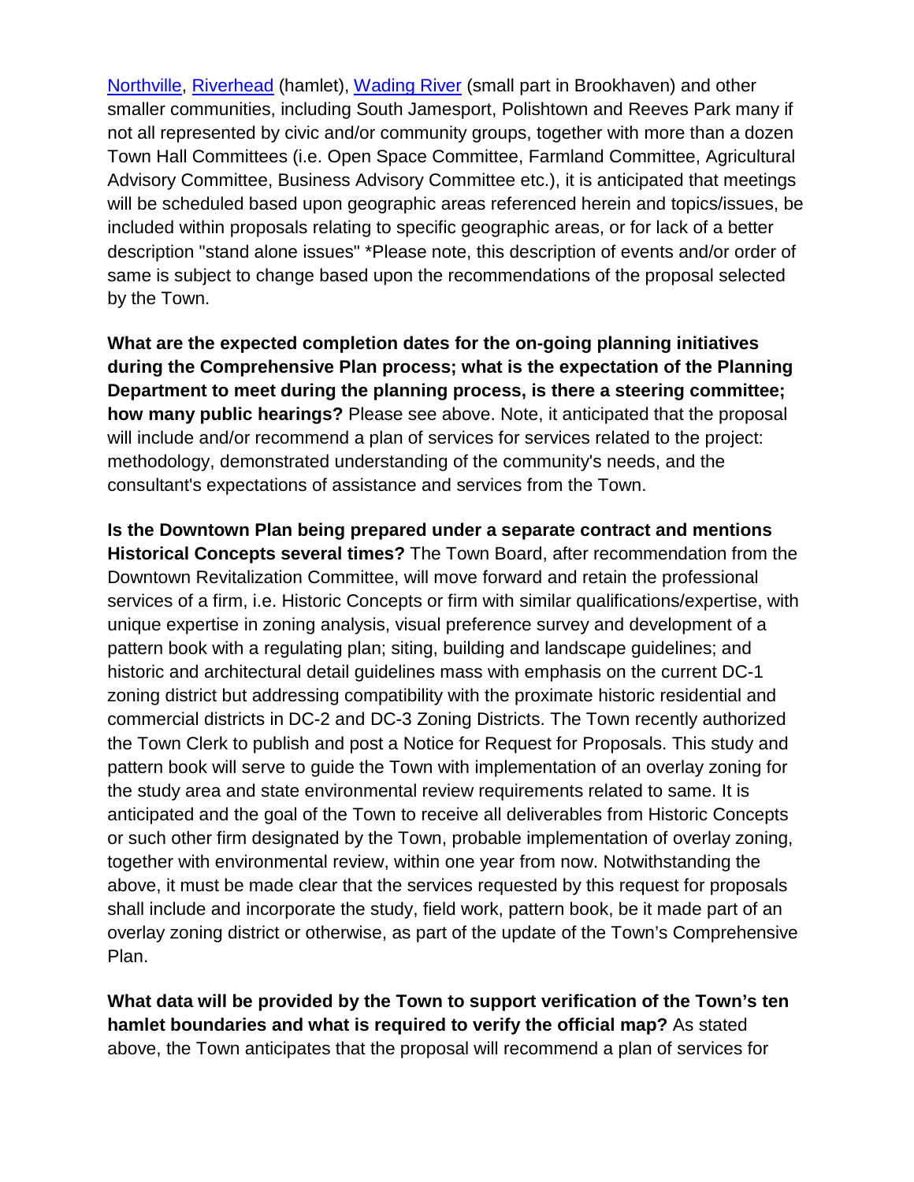Northville, Riverhead (hamlet), Wading River (small part in Brookhaven) and other smaller communities, including South Jamesport, Polishtown and Reeves Park many if not all represented by civic and/or community groups, together with more than a dozen Town Hall Committees (i.e. Open Space Committee, Farmland Committee, Agricultural Advisory Committee, Business Advisory Committee etc.), it is anticipated that meetings will be scheduled based upon geographic areas referenced herein and topics/issues, be included within proposals relating to specific geographic areas, or for lack of a better description "stand alone issues" *Please note, this description of events and/or order of same is subject to change based upon the recommendations of the proposal selected by the Town.

**What are the expected completion dates for the on-going planning initiatives during the Comprehensive Plan process; what is the expectation of the Planning Department to meet during the planning process, is there a steering committee; how many public hearings?** Please see above. Note, it anticipated that the proposal will include and/or recommend a plan of services for services related to the project: methodology, demonstrated understanding of the community's needs, and the consultant's expectations of assistance and services from the Town.

**Is the Downtown Plan being prepared under a separate contract and mentions Historical Concepts several times?** The Town Board, after recommendation from the Downtown Revitalization Committee, will move forward and retain the professional services of a firm, i.e. Historic Concepts or firm with similar qualifications/expertise, with unique expertise in zoning analysis, visual preference survey and development of a pattern book with a regulating plan; siting, building and landscape guidelines; and historic and architectural detail guidelines mass with emphasis on the current DC-1 zoning district but addressing compatibility with the proximate historic residential and commercial districts in DC-2 and DC-3 Zoning Districts. The Town recently authorized the Town Clerk to publish and post a Notice for Request for Proposals. This study and pattern book will serve to guide the Town with implementation of an overlay zoning for the study area and state environmental review requirements related to same. It is anticipated and the goal of the Town to receive all deliverables from Historic Concepts or such other firm designated by the Town, probable implementation of overlay zoning, together with environmental review, within one year from now. Notwithstanding the above, it must be made clear that the services requested by this request for proposals shall include and incorporate the study, field work, pattern book, be it made part of an overlay zoning district or otherwise, as part of the update of the Town's Comprehensive Plan.

**What data will be provided by the Town to support verification of the Town's ten hamlet boundaries and what is required to verify the official map?** As stated above, the Town anticipates that the proposal will recommend a plan of services for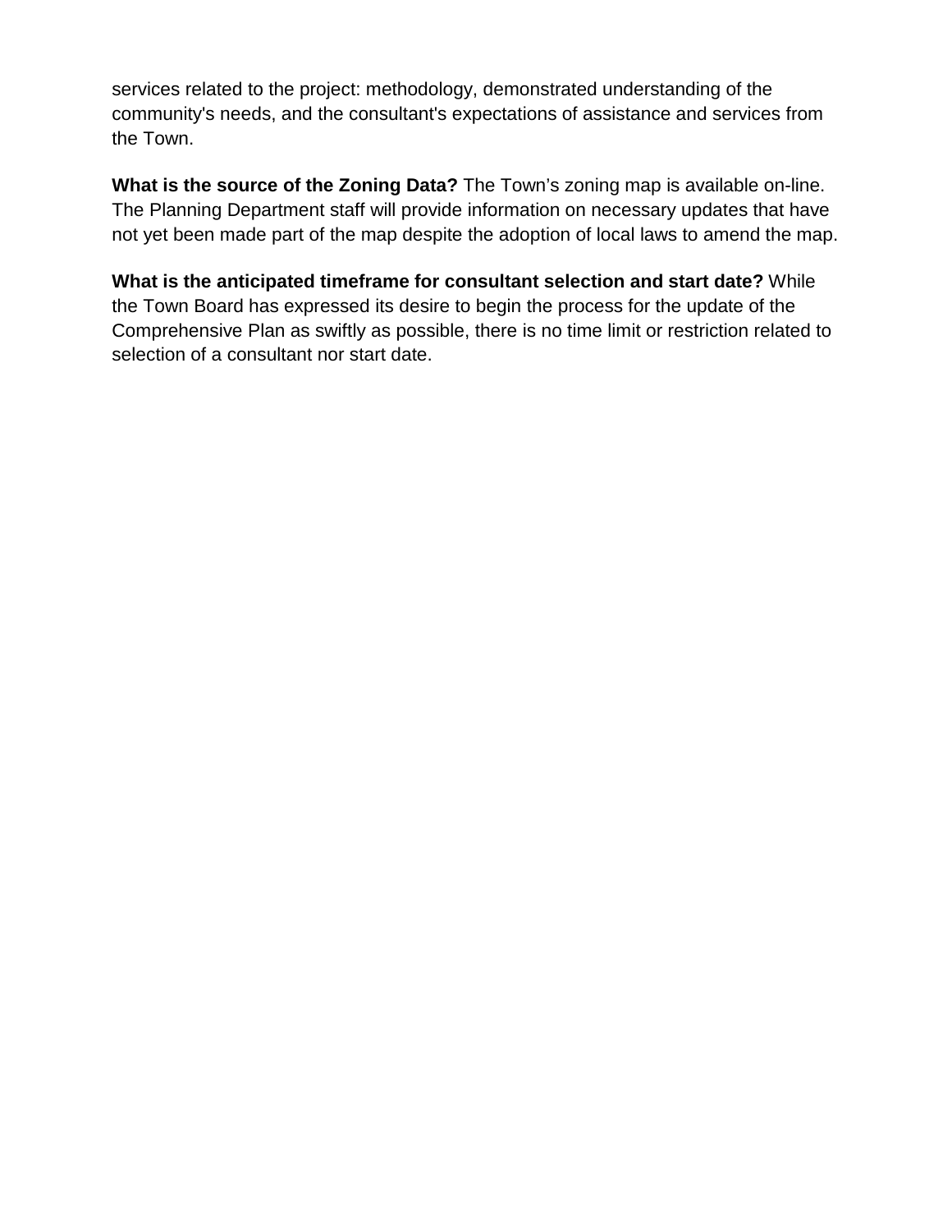services related to the project: methodology, demonstrated understanding of the community's needs, and the consultant's expectations of assistance and services from the Town.

**What is the source of the Zoning Data?** The Town's zoning map is available on-line. The Planning Department staff will provide information on necessary updates that have not yet been made part of the map despite the adoption of local laws to amend the map.

**What is the anticipated timeframe for consultant selection and start date?** While the Town Board has expressed its desire to begin the process for the update of the Comprehensive Plan as swiftly as possible, there is no time limit or restriction related to selection of a consultant nor start date.